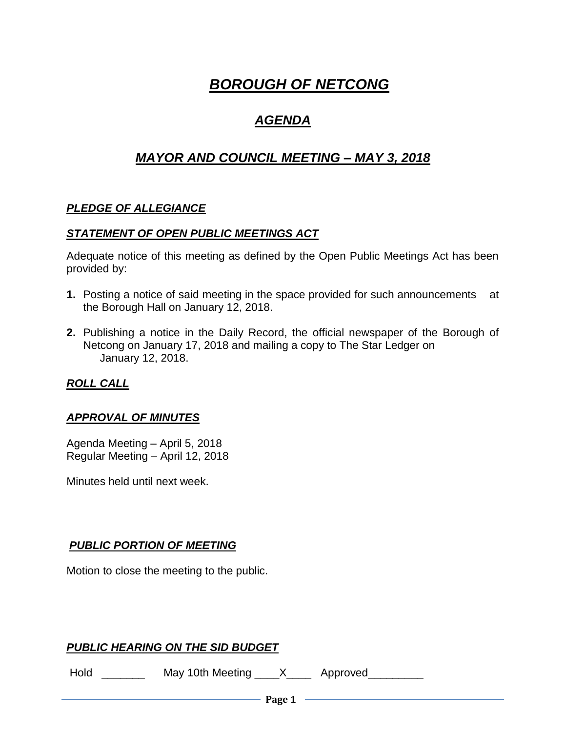# ***BOROUGH OF NETCONG***

## ***AGENDA***

## ***MAYOR AND COUNCIL MEETING – MAY 3, 2018***

### ***PLEDGE OF ALLEGIANCE***

### ***STATEMENT OF OPEN PUBLIC MEETINGS ACT***

Adequate notice of this meeting as defined by the Open Public Meetings Act has been provided by:

1. Posting a notice of said meeting in the space provided for such announcements at the Borough Hall on January 12, 2018.

2. Publishing a notice in the Daily Record, the official newspaper of the Borough of Netcong on January 17, 2018 and mailing a copy to The Star Ledger on January 12, 2018.

### ***ROLL CALL***

### ***APPROVAL OF MINUTES***

Agenda Meeting – April 5, 2018
Regular Meeting – April 12, 2018

Minutes held until next week.

### ***PUBLIC PORTION OF MEETING***

Motion to close the meeting to the public.

### ***PUBLIC HEARING ON THE SID BUDGET***

Hold _______ May 10th Meeting ____X____ Approved_________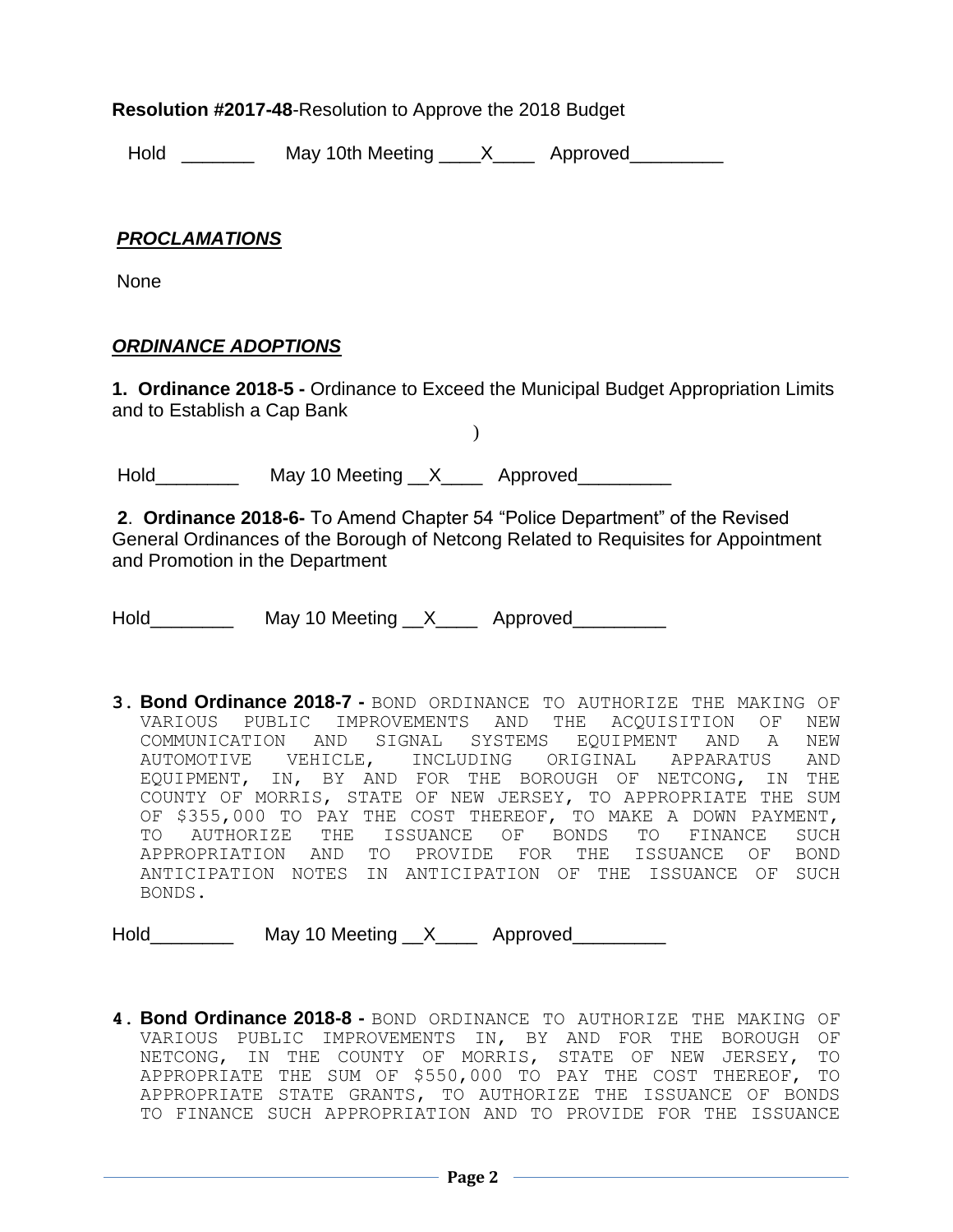**Resolution #2017-48**-Resolution to Approve the 2018 Budget

Hold _______ May 10th Meeting ____X____ Approved_________

***PROCLAMATIONS***

None

***ORDINANCE ADOPTIONS***

**1. Ordinance 2018-5 -** Ordinance to Exceed the Municipal Budget Appropriation Limits and to Establish a Cap Bank

)

Hold________ May 10 Meeting __X____ Approved_________

**2. Ordinance 2018-6-** To Amend Chapter 54 "Police Department" of the Revised General Ordinances of the Borough of Netcong Related to Requisites for Appointment and Promotion in the Department

Hold________ May 10 Meeting __X____ Approved_________

**3. Bond Ordinance 2018-7 -** BOND ORDINANCE TO AUTHORIZE THE MAKING OF VARIOUS PUBLIC IMPROVEMENTS AND THE ACQUISITION OF NEW COMMUNICATION AND SIGNAL SYSTEMS EQUIPMENT AND A NEW AUTOMOTIVE VEHICLE, INCLUDING ORIGINAL APPARATUS AND EQUIPMENT, IN, BY AND FOR THE BOROUGH OF NETCONG, IN THE COUNTY OF MORRIS, STATE OF NEW JERSEY, TO APPROPRIATE THE SUM OF $355,000 TO PAY THE COST THEREOF, TO MAKE A DOWN PAYMENT, TO AUTHORIZE THE ISSUANCE OF BONDS TO FINANCE SUCH APPROPRIATION AND TO PROVIDE FOR THE ISSUANCE OF BOND ANTICIPATION NOTES IN ANTICIPATION OF THE ISSUANCE OF SUCH BONDS.

Hold________ May 10 Meeting __X____ Approved_________

**4. Bond Ordinance 2018-8 -** BOND ORDINANCE TO AUTHORIZE THE MAKING OF VARIOUS PUBLIC IMPROVEMENTS IN, BY AND FOR THE BOROUGH OF NETCONG, IN THE COUNTY OF MORRIS, STATE OF NEW JERSEY, TO APPROPRIATE THE SUM OF $550,000 TO PAY THE COST THEREOF, TO APPROPRIATE STATE GRANTS, TO AUTHORIZE THE ISSUANCE OF BONDS TO FINANCE SUCH APPROPRIATION AND TO PROVIDE FOR THE ISSUANCE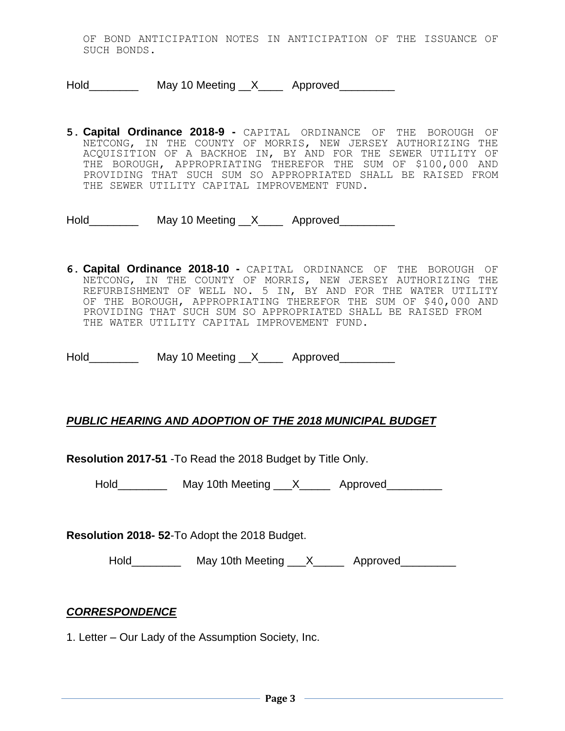OF BOND ANTICIPATION NOTES IN ANTICIPATION OF THE ISSUANCE OF SUCH BONDS.

Hold________ May 10 Meeting __X____ Approved_________

5. **Capital Ordinance 2018-9 -** CAPITAL ORDINANCE OF THE BOROUGH OF NETCONG, IN THE COUNTY OF MORRIS, NEW JERSEY AUTHORIZING THE ACQUISITION OF A BACKHOE IN, BY AND FOR THE SEWER UTILITY OF THE BOROUGH, APPROPRIATING THEREFOR THE SUM OF $100,000 AND PROVIDING THAT SUCH SUM SO APPROPRIATED SHALL BE RAISED FROM THE SEWER UTILITY CAPITAL IMPROVEMENT FUND.

Hold________ May 10 Meeting __X____ Approved_________

6. **Capital Ordinance 2018-10 -** CAPITAL ORDINANCE OF THE BOROUGH OF NETCONG, IN THE COUNTY OF MORRIS, NEW JERSEY AUTHORIZING THE REFURBISHMENT OF WELL NO. 5 IN, BY AND FOR THE WATER UTILITY OF THE BOROUGH, APPROPRIATING THEREFOR THE SUM OF $40,000 AND PROVIDING THAT SUCH SUM SO APPROPRIATED SHALL BE RAISED FROM THE WATER UTILITY CAPITAL IMPROVEMENT FUND.

Hold________ May 10 Meeting __X____ Approved_________

## ***PUBLIC HEARING AND ADOPTION OF THE 2018 MUNICIPAL BUDGET***

**Resolution 2017-51** -To Read the 2018 Budget by Title Only.

Hold________ May 10th Meeting ___X_____ Approved_________

**Resolution 2018- 52**-To Adopt the 2018 Budget.

Hold________ May 10th Meeting ___X_____ Approved_________

## ***CORRESPONDENCE***

1. Letter – Our Lady of the Assumption Society, Inc.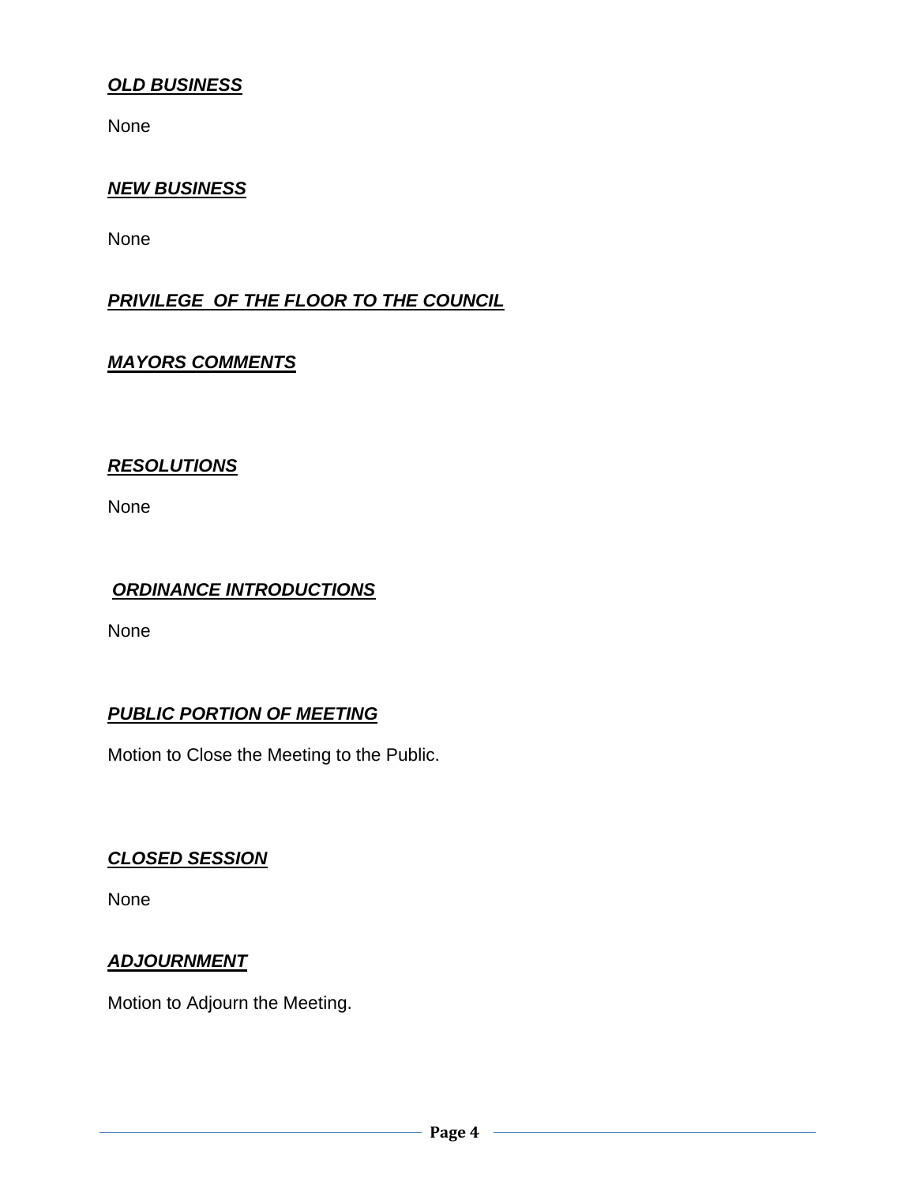***OLD BUSINESS***

None

***NEW BUSINESS***

None

***PRIVILEGE OF THE FLOOR TO THE COUNCIL***

***MAYORS COMMENTS***

***RESOLUTIONS***

None

***ORDINANCE INTRODUCTIONS***

None

***PUBLIC PORTION OF MEETING***

Motion to Close the Meeting to the Public.

***CLOSED SESSION***

None

***ADJOURNMENT***

Motion to Adjourn the Meeting.